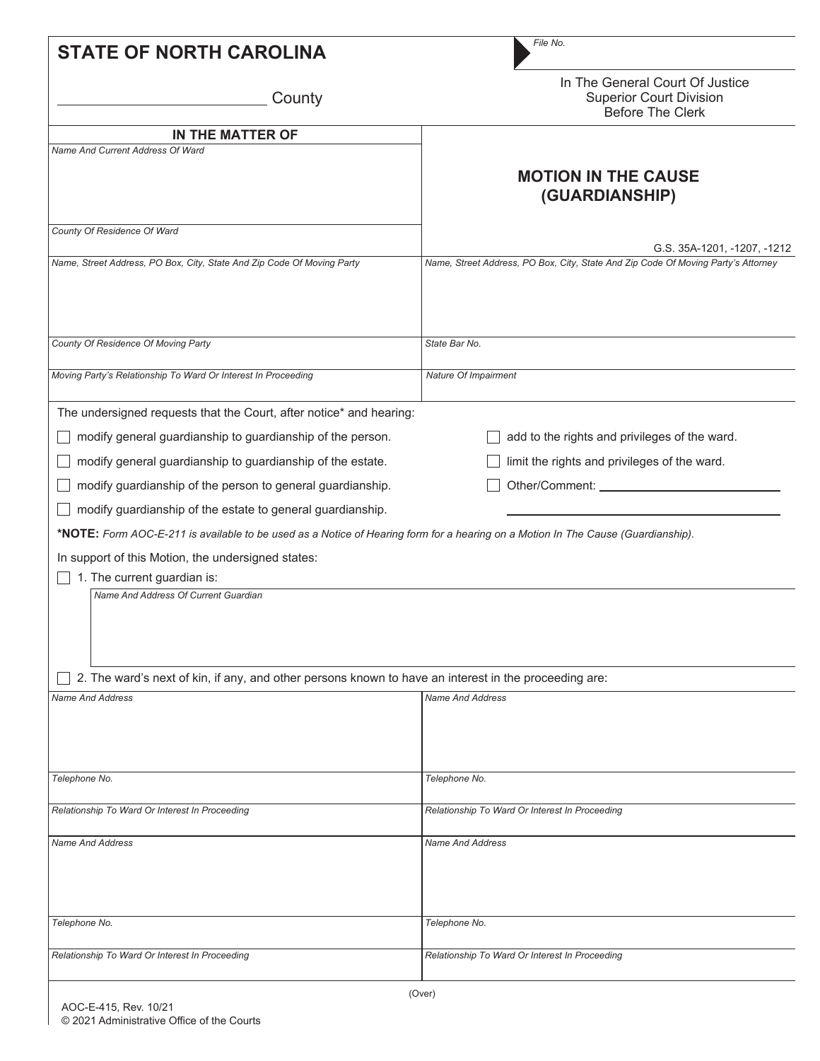# STATE OF NORTH CAROLINA

_______________________ County

*File No.*

In The General Court Of Justice
Superior Court Division
Before The Clerk

## MOTION IN THE CAUSE (GUARDIANSHIP)

G.S. 35A-1201, -1207, -1212

| IN THE MATTER OF | |
|---|---|
| *Name And Current Address Of Ward* | |
| *County Of Residence Of Ward* | |
| *Name, Street Address, PO Box, City, State And Zip Code Of Moving Party* | *Name, Street Address, PO Box, City, State And Zip Code Of Moving Party's Attorney* |
| *County Of Residence Of Moving Party* | *State Bar No.* |
| *Moving Party's Relationship To Ward Or Interest In Proceeding* | *Nature Of Impairment* |

The undersigned requests that the Court, after notice* and hearing:

- ☐ modify general guardianship to guardianship of the person.
- ☐ modify general guardianship to guardianship of the estate.
- ☐ modify guardianship of the person to general guardianship.
- ☐ modify guardianship of the estate to general guardianship.
- ☐ add to the rights and privileges of the ward.
- ☐ limit the rights and privileges of the ward.
- ☐ Other/Comment: _______________________________________________

***NOTE:** *Form AOC-E-211 is available to be used as a Notice of Hearing form for a hearing on a Motion In The Cause (Guardianship).*

In support of this Motion, the undersigned states:

☐ 1. The current guardian is:

| *Name And Address Of Current Guardian* |
|---|
| |

☐ 2. The ward's next of kin, if any, and other persons known to have an interest in the proceeding are:

| *Name And Address* | *Name And Address* |
|---|---|
| *Telephone No.* | *Telephone No.* |
| *Relationship To Ward Or Interest In Proceeding* | *Relationship To Ward Or Interest In Proceeding* |
| *Name And Address* | *Name And Address* |
| *Telephone No.* | *Telephone No.* |
| *Relationship To Ward Or Interest In Proceeding* | *Relationship To Ward Or Interest In Proceeding* |

(Over)

AOC-E-415, Rev. 10/21
© 2021 Administrative Office of the Courts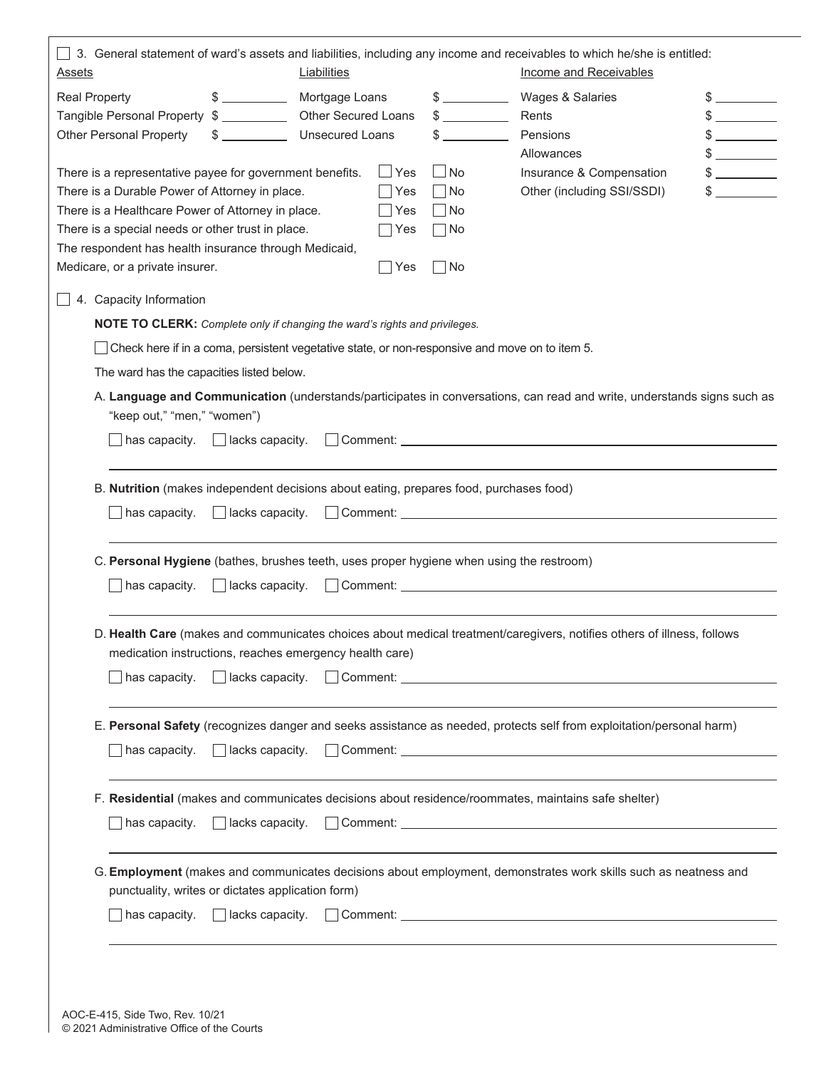☐ 3. General statement of ward's assets and liabilities, including any income and receivables to which he/she is entitled:

| Assets | | Liabilities | | Income and Receivables | |
|---|---|---|---|---|---|
| Real Property | $ __________ | Mortgage Loans | $ __________ | Wages & Salaries | $ __________ |
| Tangible Personal Property | $ __________ | Other Secured Loans | $ __________ | Rents | $ __________ |
| Other Personal Property | $ __________ | Unsecured Loans | $ __________ | Pensions | $ __________ |
| | | | | Allowances | $ __________ |
| | | | | Insurance & Compensation | $ __________ |
| | | | | Other (including SSI/SSDI) | $ __________ |

There is a representative payee for government benefits. ☐ Yes ☐ No

There is a Durable Power of Attorney in place. ☐ Yes ☐ No

There is a Healthcare Power of Attorney in place. ☐ Yes ☐ No

There is a special needs or other trust in place. ☐ Yes ☐ No

The respondent has health insurance through Medicaid, Medicare, or a private insurer. ☐ Yes ☐ No

☐ 4. Capacity Information

**NOTE TO CLERK:** *Complete only if changing the ward's rights and privileges.*

☐ Check here if in a coma, persistent vegetative state, or non-responsive and move on to item 5.

The ward has the capacities listed below.

A. **Language and Communication** (understands/participates in conversations, can read and write, understands signs such as "keep out," "men," "women")

☐ has capacity. ☐ lacks capacity. ☐ Comment: ______________________________

B. **Nutrition** (makes independent decisions about eating, prepares food, purchases food)

☐ has capacity. ☐ lacks capacity. ☐ Comment: ______________________________

C. **Personal Hygiene** (bathes, brushes teeth, uses proper hygiene when using the restroom)

☐ has capacity. ☐ lacks capacity. ☐ Comment: ______________________________

D. **Health Care** (makes and communicates choices about medical treatment/caregivers, notifies others of illness, follows medication instructions, reaches emergency health care)

☐ has capacity. ☐ lacks capacity. ☐ Comment: ______________________________

E. **Personal Safety** (recognizes danger and seeks assistance as needed, protects self from exploitation/personal harm)

☐ has capacity. ☐ lacks capacity. ☐ Comment: ______________________________

F. **Residential** (makes and communicates decisions about residence/roommates, maintains safe shelter)

☐ has capacity. ☐ lacks capacity. ☐ Comment: ______________________________

G. **Employment** (makes and communicates decisions about employment, demonstrates work skills such as neatness and punctuality, writes or dictates application form)

☐ has capacity. ☐ lacks capacity. ☐ Comment: ______________________________

AOC-E-415, Side Two, Rev. 10/21
© 2021 Administrative Office of the Courts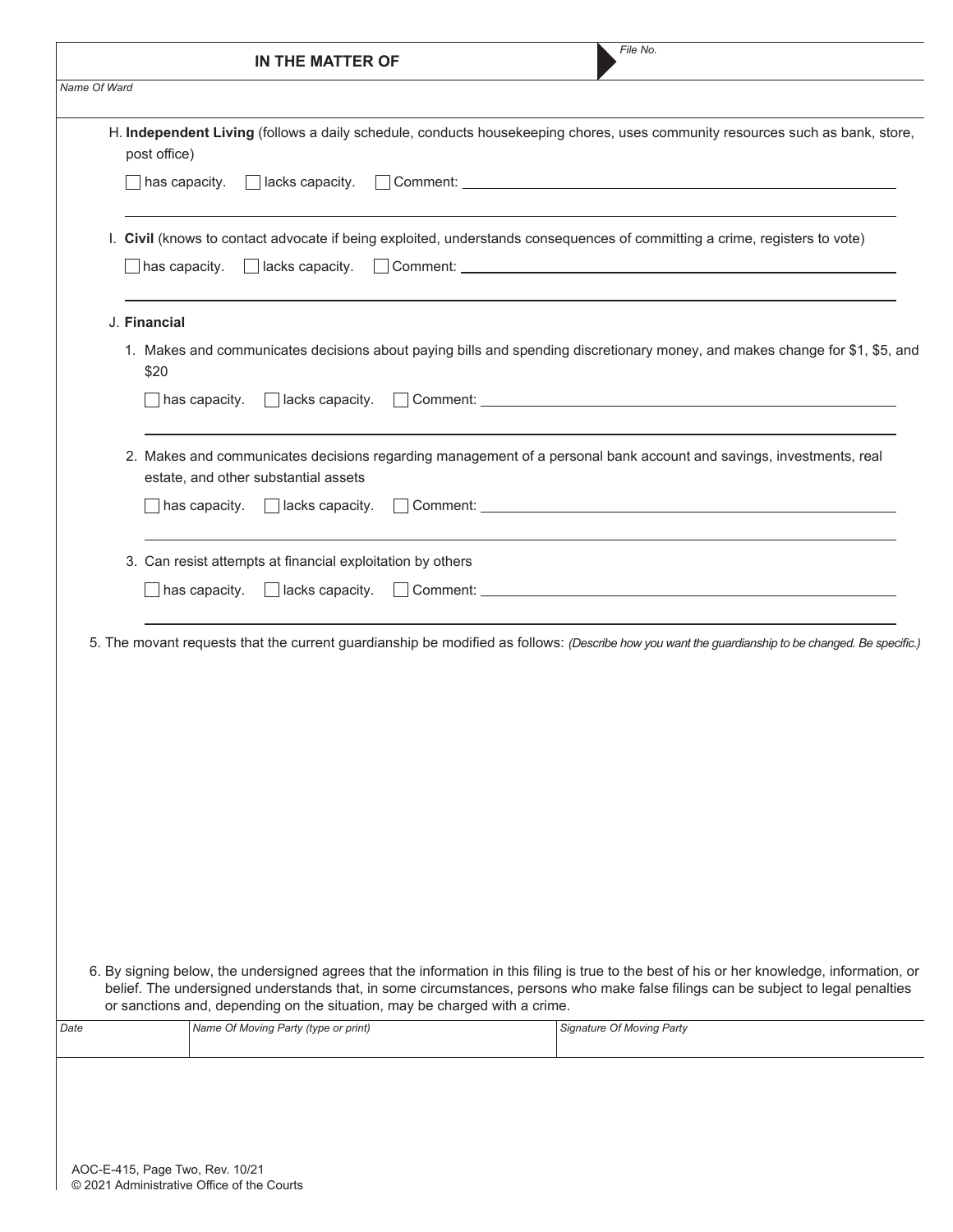**IN THE MATTER OF**

*File No.*

*Name Of Ward*

H. **Independent Living** (follows a daily schedule, conducts housekeeping chores, uses community resources such as bank, store, post office)

☐ has capacity. ☐ lacks capacity. ☐ Comment: ______________________________

I. **Civil** (knows to contact advocate if being exploited, understands consequences of committing a crime, registers to vote)

☐ has capacity. ☐ lacks capacity. ☐ Comment: ______________________________

J. **Financial**

1. Makes and communicates decisions about paying bills and spending discretionary money, and makes change for $1, $5, and $20

   ☐ has capacity. ☐ lacks capacity. ☐ Comment: ______________________________

2. Makes and communicates decisions regarding management of a personal bank account and savings, investments, real estate, and other substantial assets

   ☐ has capacity. ☐ lacks capacity. ☐ Comment: ______________________________

3. Can resist attempts at financial exploitation by others

   ☐ has capacity. ☐ lacks capacity. ☐ Comment: ______________________________

5. The movant requests that the current guardianship be modified as follows: *(Describe how you want the guardianship to be changed. Be specific.)*

6. By signing below, the undersigned agrees that the information in this filing is true to the best of his or her knowledge, information, or belief. The undersigned understands that, in some circumstances, persons who make false filings can be subject to legal penalties or sanctions and, depending on the situation, may be charged with a crime.

| *Date* | *Name Of Moving Party (type or print)* | *Signature Of Moving Party* |
| --- | --- | --- |
| | | |

AOC-E-415, Page Two, Rev. 10/21
© 2021 Administrative Office of the Courts